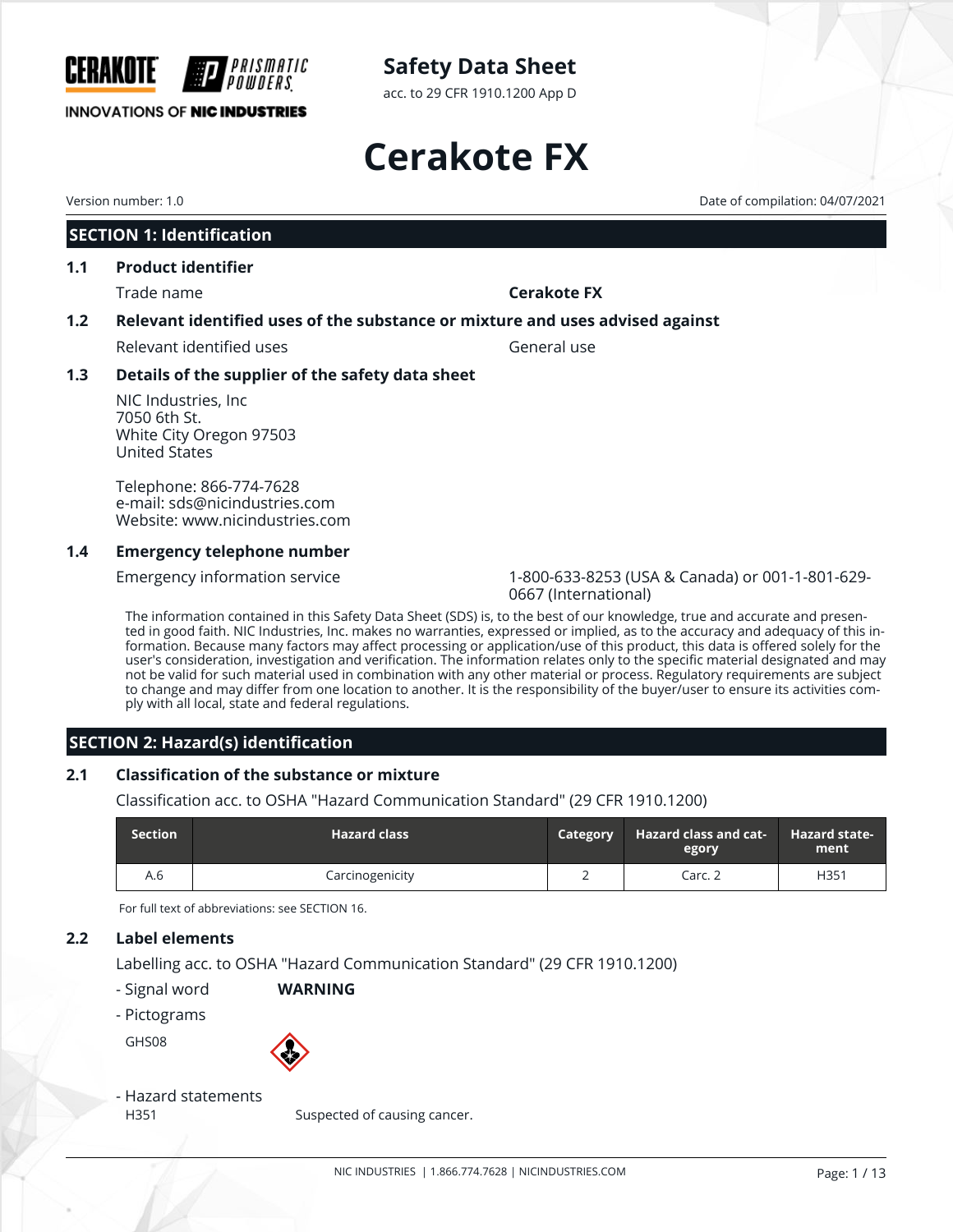CERAKOTE | PRISMATIC POWDERS

INNOVATIONS OF NIC INDUSTRIES

# Safety Data Sheet

acc. to 29 CFR 1910.1200 App D

# Cerakote FX

Version number: 1.0

Date of compilation: 04/07/2021

## SECTION 1: Identification

### 1.1 Product identifier

Trade name **Cerakote FX**

### 1.2 Relevant identified uses of the substance or mixture and uses advised against

Relevant identified uses General use

### 1.3 Details of the supplier of the safety data sheet

NIC Industries, Inc
7050 6th St.
White City Oregon 97503
United States

Telephone: 866-774-7628
e-mail: sds@nicindustries.com
Website: www.nicindustries.com

### 1.4 Emergency telephone number

Emergency information service 1-800-633-8253 (USA & Canada) or 001-1-801-629-0667 (International)

The information contained in this Safety Data Sheet (SDS) is, to the best of our knowledge, true and accurate and presented in good faith. NIC Industries, Inc. makes no warranties, expressed or implied, as to the accuracy and adequacy of this information. Because many factors may affect processing or application/use of this product, this data is offered solely for the user's consideration, investigation and verification. The information relates only to the specific material designated and may not be valid for such material used in combination with any other material or process. Regulatory requirements are subject to change and may differ from one location to another. It is the responsibility of the buyer/user to ensure its activities comply with all local, state and federal regulations.

## SECTION 2: Hazard(s) identification

### 2.1 Classification of the substance or mixture

Classification acc. to OSHA "Hazard Communication Standard" (29 CFR 1910.1200)

| Section | Hazard class | Category | Hazard class and category | Hazard statement |
|---|---|---|---|---|
| A.6 | Carcinogenicity | 2 | Carc. 2 | H351 |

For full text of abbreviations: see SECTION 16.

### 2.2 Label elements

Labelling acc. to OSHA "Hazard Communication Standard" (29 CFR 1910.1200)

- Signal word **WARNING**

- Pictograms

GHS08

- Hazard statements

H351 Suspected of causing cancer.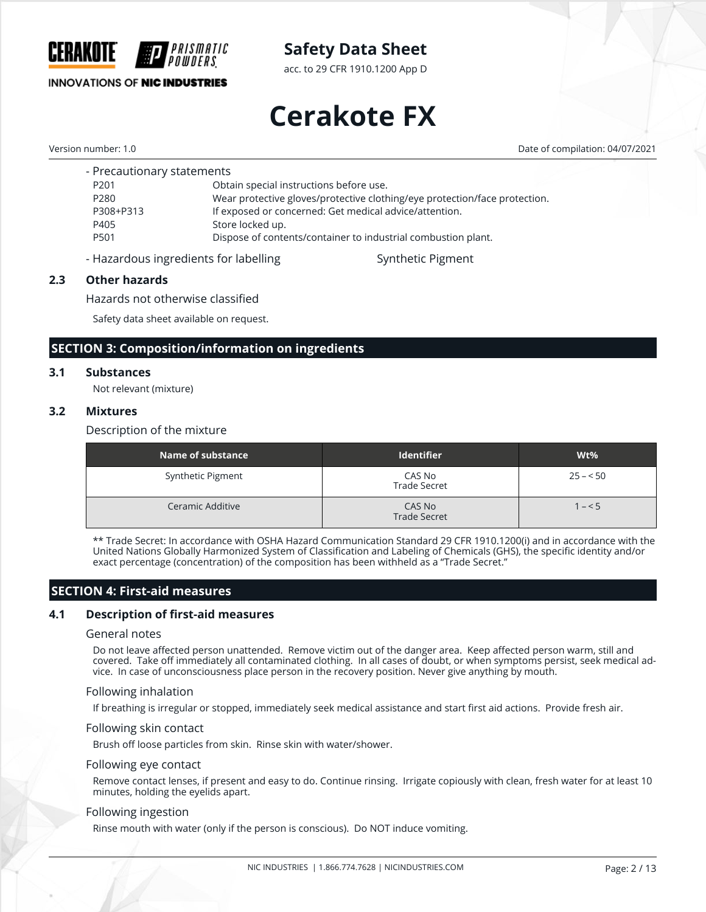- Precautionary statements

| | |
|---|---|
| P201 | Obtain special instructions before use. |
| P280 | Wear protective gloves/protective clothing/eye protection/face protection. |
| P308+P313 | If exposed or concerned: Get medical advice/attention. |
| P405 | Store locked up. |
| P501 | Dispose of contents/container to industrial combustion plant. |

- Hazardous ingredients for labelling: Synthetic Pigment

### 2.3 Other hazards

Hazards not otherwise classified

Safety data sheet available on request.

## SECTION 3: Composition/information on ingredients

### 3.1 Substances

Not relevant (mixture)

### 3.2 Mixtures

Description of the mixture

| Name of substance | Identifier | Wt% |
|---|---|---|
| Synthetic Pigment | CAS No<br>Trade Secret | 25 – < 50 |
| Ceramic Additive | CAS No<br>Trade Secret | 1 – < 5 |

** Trade Secret: In accordance with OSHA Hazard Communication Standard 29 CFR 1910.1200(i) and in accordance with the United Nations Globally Harmonized System of Classification and Labeling of Chemicals (GHS), the specific identity and/or exact percentage (concentration) of the composition has been withheld as a "Trade Secret."

## SECTION 4: First-aid measures

### 4.1 Description of first-aid measures

General notes

Do not leave affected person unattended. Remove victim out of the danger area. Keep affected person warm, still and covered. Take off immediately all contaminated clothing. In all cases of doubt, or when symptoms persist, seek medical advice. In case of unconsciousness place person in the recovery position. Never give anything by mouth.

Following inhalation

If breathing is irregular or stopped, immediately seek medical assistance and start first aid actions. Provide fresh air.

Following skin contact

Brush off loose particles from skin. Rinse skin with water/shower.

Following eye contact

Remove contact lenses, if present and easy to do. Continue rinsing. Irrigate copiously with clean, fresh water for at least 10 minutes, holding the eyelids apart.

Following ingestion

Rinse mouth with water (only if the person is conscious). Do NOT induce vomiting.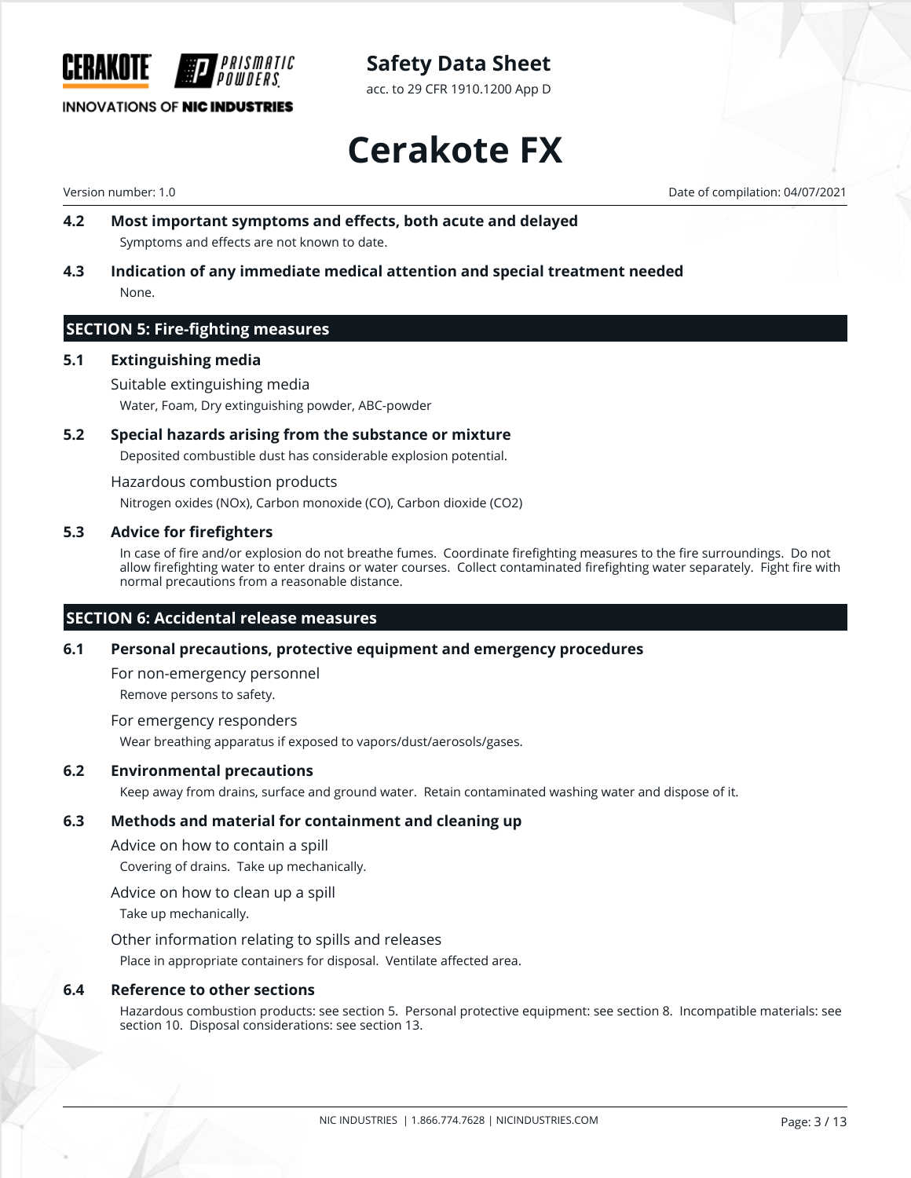### 4.2 Most important symptoms and effects, both acute and delayed

Symptoms and effects are not known to date.

### 4.3 Indication of any immediate medical attention and special treatment needed

None.

## SECTION 5: Fire-fighting measures

### 5.1 Extinguishing media

Suitable extinguishing media

Water, Foam, Dry extinguishing powder, ABC-powder

### 5.2 Special hazards arising from the substance or mixture

Deposited combustible dust has considerable explosion potential.

Hazardous combustion products

Nitrogen oxides (NOx), Carbon monoxide (CO), Carbon dioxide ($CO_2$)

### 5.3 Advice for firefighters

In case of fire and/or explosion do not breathe fumes. Coordinate firefighting measures to the fire surroundings. Do not allow firefighting water to enter drains or water courses. Collect contaminated firefighting water separately. Fight fire with normal precautions from a reasonable distance.

## SECTION 6: Accidental release measures

### 6.1 Personal precautions, protective equipment and emergency procedures

For non-emergency personnel

Remove persons to safety.

For emergency responders

Wear breathing apparatus if exposed to vapors/dust/aerosols/gases.

### 6.2 Environmental precautions

Keep away from drains, surface and ground water. Retain contaminated washing water and dispose of it.

### 6.3 Methods and material for containment and cleaning up

Advice on how to contain a spill

Covering of drains. Take up mechanically.

Advice on how to clean up a spill

Take up mechanically.

Other information relating to spills and releases

Place in appropriate containers for disposal. Ventilate affected area.

### 6.4 Reference to other sections

Hazardous combustion products: see section 5. Personal protective equipment: see section 8. Incompatible materials: see section 10. Disposal considerations: see section 13.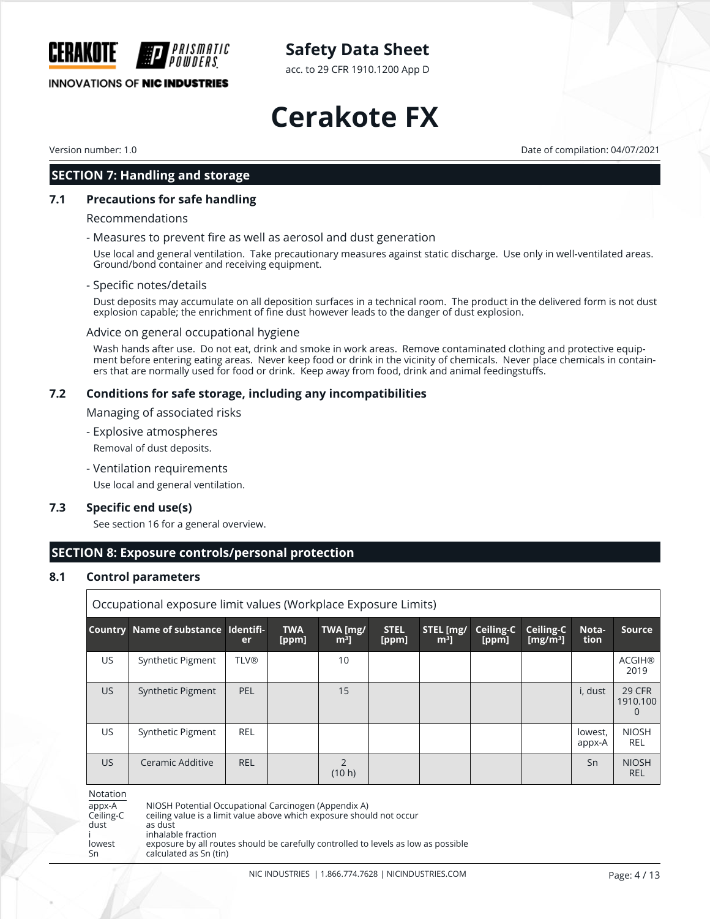## SECTION 7: Handling and storage

### 7.1 Precautions for safe handling

Recommendations

- Measures to prevent fire as well as aerosol and dust generation

Use local and general ventilation. Take precautionary measures against static discharge. Use only in well-ventilated areas. Ground/bond container and receiving equipment.

- Specific notes/details

Dust deposits may accumulate on all deposition surfaces in a technical room. The product in the delivered form is not dust explosion capable; the enrichment of fine dust however leads to the danger of dust explosion.

Advice on general occupational hygiene

Wash hands after use. Do not eat, drink and smoke in work areas. Remove contaminated clothing and protective equipment before entering eating areas. Never keep food or drink in the vicinity of chemicals. Never place chemicals in containers that are normally used for food or drink. Keep away from food, drink and animal feedingstuffs.

### 7.2 Conditions for safe storage, including any incompatibilities

Managing of associated risks

- Explosive atmospheres

Removal of dust deposits.

- Ventilation requirements

Use local and general ventilation.

### 7.3 Specific end use(s)

See section 16 for a general overview.

## SECTION 8: Exposure controls/personal protection

### 8.1 Control parameters

Occupational exposure limit values (Workplace Exposure Limits)

| Country | Name of substance | Identifier | TWA [ppm] | TWA [mg/m³] | STEL [ppm] | STEL [mg/m³] | Ceiling-C [ppm] | Ceiling-C [mg/m³] | Notation | Source |
|---|---|---|---|---|---|---|---|---|---|---|
| US | Synthetic Pigment | TLV® | | 10 | | | | | | ACGIH® 2019 |
| US | Synthetic Pigment | PEL | | 15 | | | | | i, dust | 29 CFR 1910.1000 |
| US | Synthetic Pigment | REL | | | | | | | lowest, appx-A | NIOSH REL |
| US | Ceramic Additive | REL | | 2 (10 h) | | | | | Sn | NIOSH REL |

Notation

- appx-A: NIOSH Potential Occupational Carcinogen (Appendix A)
- Ceiling-C: ceiling value is a limit value above which exposure should not occur
- dust: as dust
- i: inhalable fraction
- lowest: exposure by all routes should be carefully controlled to levels as low as possible
- Sn: calculated as Sn (tin)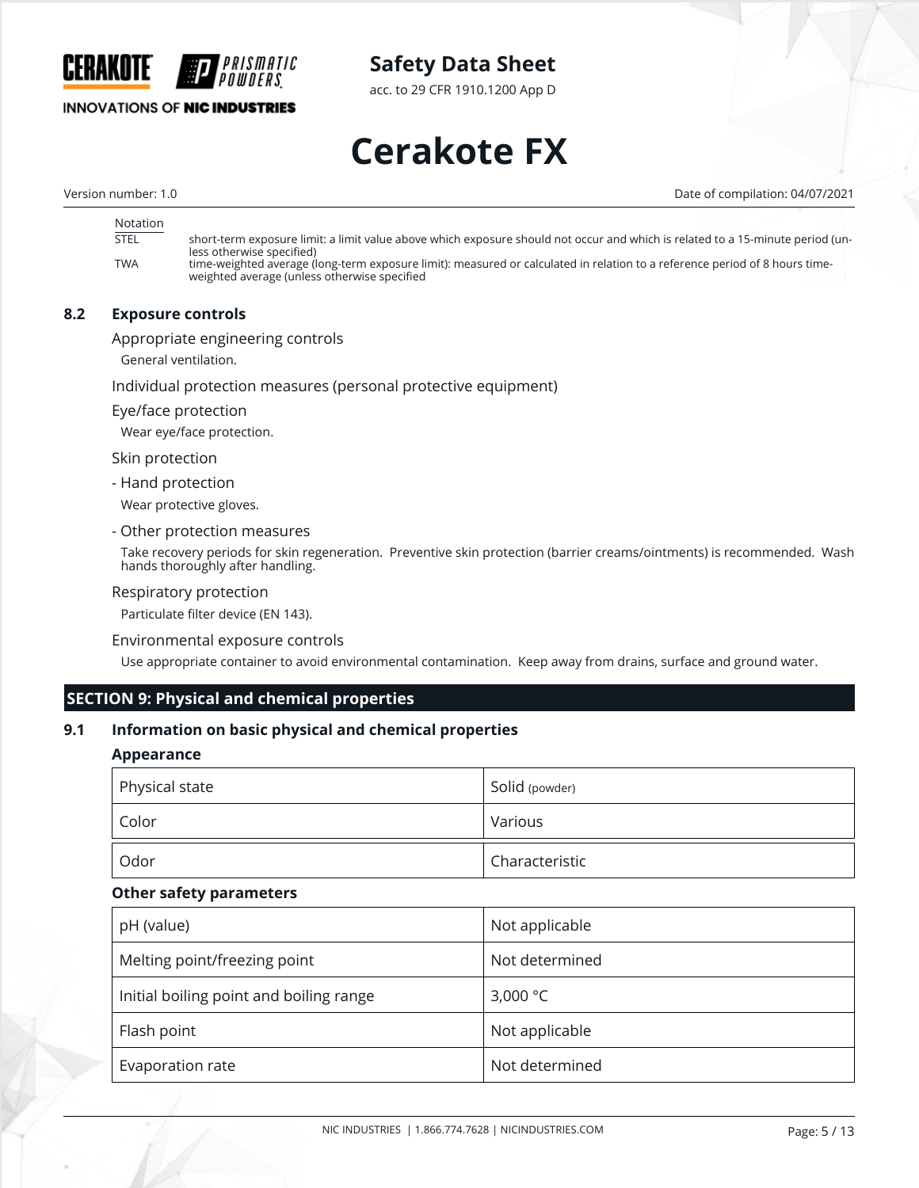| Notation | |
|---|---|
| STEL | short-term exposure limit: a limit value above which exposure should not occur and which is related to a 15-minute period (unless otherwise specified) |
| TWA | time-weighted average (long-term exposure limit): measured or calculated in relation to a reference period of 8 hours time-weighted average (unless otherwise specified |

### 8.2 Exposure controls

Appropriate engineering controls

General ventilation.

Individual protection measures (personal protective equipment)

Eye/face protection

Wear eye/face protection.

Skin protection

- Hand protection

Wear protective gloves.

- Other protection measures

Take recovery periods for skin regeneration. Preventive skin protection (barrier creams/ointments) is recommended. Wash hands thoroughly after handling.

Respiratory protection

Particulate filter device (EN 143).

Environmental exposure controls

Use appropriate container to avoid environmental contamination. Keep away from drains, surface and ground water.

## SECTION 9: Physical and chemical properties

### 9.1 Information on basic physical and chemical properties

**Appearance**

| | |
|---|---|
| Physical state | Solid (powder) |
| Color | Various |
| Odor | Characteristic |

**Other safety parameters**

| | |
|---|---|
| pH (value) | Not applicable |
| Melting point/freezing point | Not determined |
| Initial boiling point and boiling range | 3,000 °C |
| Flash point | Not applicable |
| Evaporation rate | Not determined |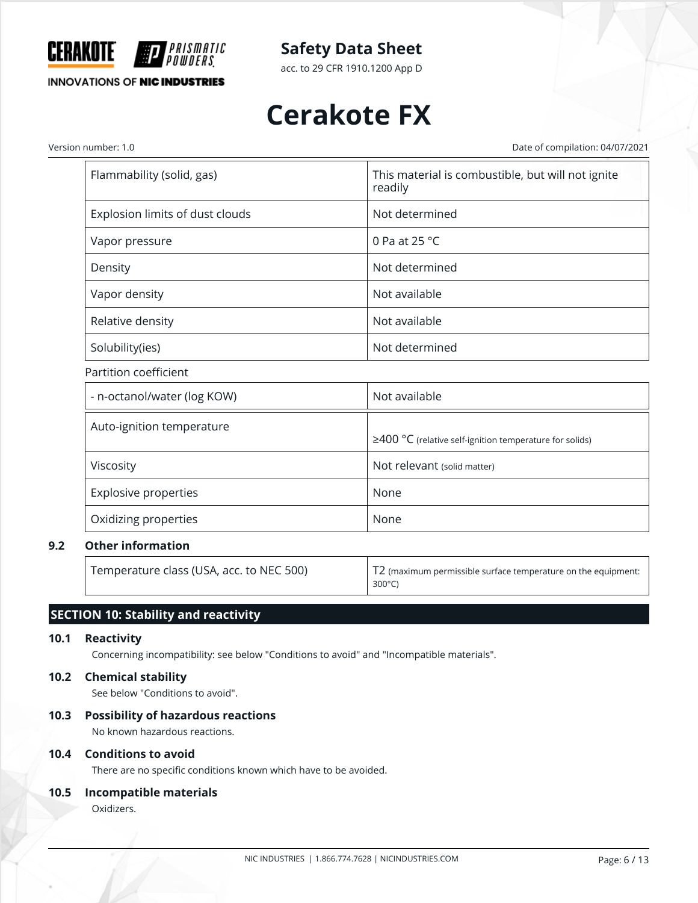| Flammability (solid, gas) | This material is combustible, but will not ignite readily |
|---|---|
| Explosion limits of dust clouds | Not determined |
| Vapor pressure | 0 Pa at 25 °C |
| Density | Not determined |
| Vapor density | Not available |
| Relative density | Not available |
| Solubility(ies) | Not determined |

Partition coefficient

| - n-octanol/water (log KOW) | Not available |
|---|---|

| Auto-ignition temperature | ≥400 °C (relative self-ignition temperature for solids) |
|---|---|
| Viscosity | Not relevant (solid matter) |
| Explosive properties | None |
| Oxidizing properties | None |

### 9.2 Other information

| Temperature class (USA, acc. to NEC 500) | T2 (maximum permissible surface temperature on the equipment: 300°C) |
|---|---|

## SECTION 10: Stability and reactivity

### 10.1 Reactivity

Concerning incompatibility: see below "Conditions to avoid" and "Incompatible materials".

### 10.2 Chemical stability

See below "Conditions to avoid".

### 10.3 Possibility of hazardous reactions

No known hazardous reactions.

### 10.4 Conditions to avoid

There are no specific conditions known which have to be avoided.

### 10.5 Incompatible materials

Oxidizers.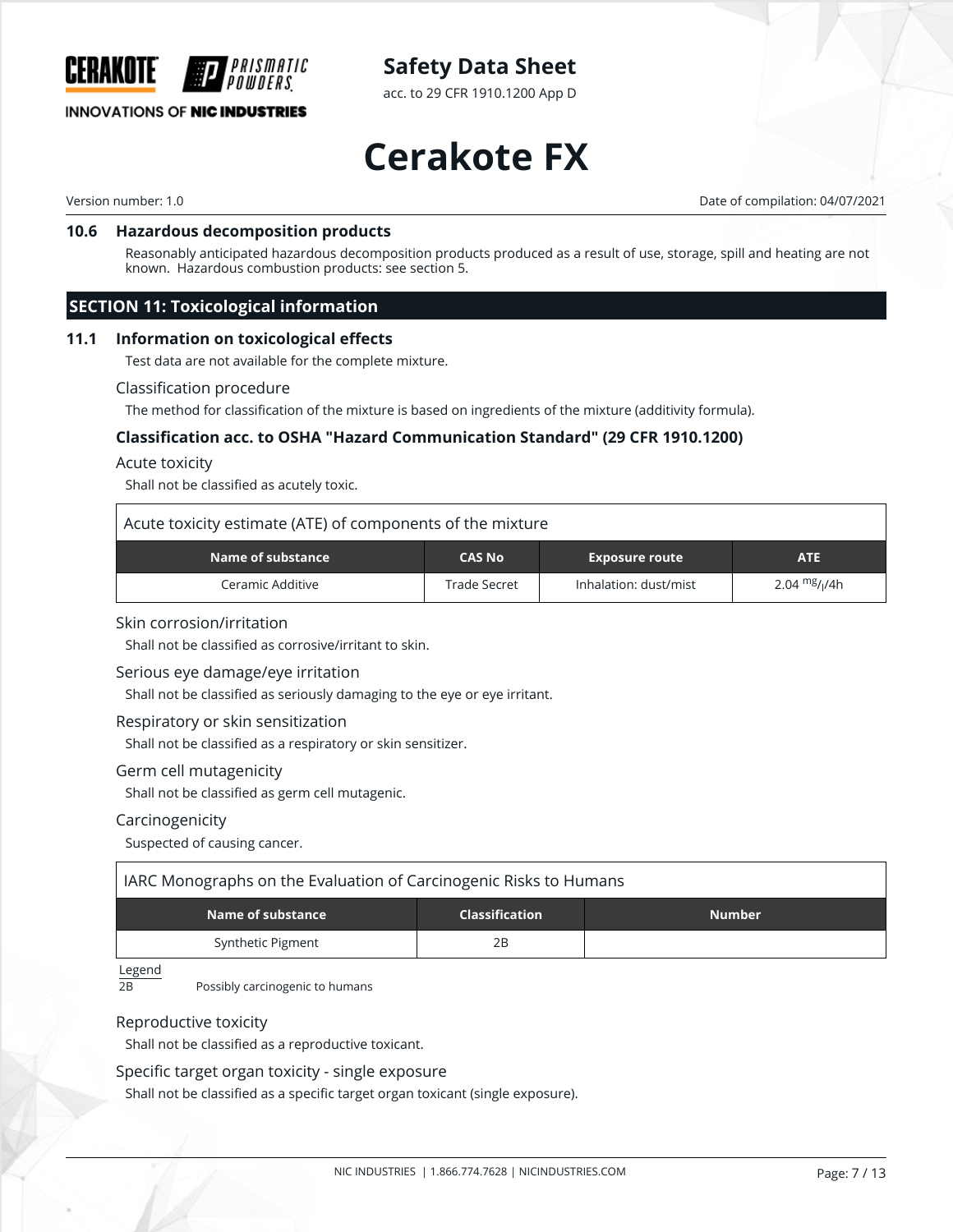### 10.6 Hazardous decomposition products

Reasonably anticipated hazardous decomposition products produced as a result of use, storage, spill and heating are not known. Hazardous combustion products: see section 5.

## SECTION 11: Toxicological information

### 11.1 Information on toxicological effects

Test data are not available for the complete mixture.

Classification procedure

The method for classification of the mixture is based on ingredients of the mixture (additivity formula).

**Classification acc. to OSHA "Hazard Communication Standard" (29 CFR 1910.1200)**

Acute toxicity

Shall not be classified as acutely toxic.

Acute toxicity estimate (ATE) of components of the mixture

| Name of substance | CAS No | Exposure route | ATE |
|---|---|---|---|
| Ceramic Additive | Trade Secret | Inhalation: dust/mist | 2.04 $^{mg}/_{l}$/4h |

Skin corrosion/irritation

Shall not be classified as corrosive/irritant to skin.

Serious eye damage/eye irritation

Shall not be classified as seriously damaging to the eye or eye irritant.

Respiratory or skin sensitization

Shall not be classified as a respiratory or skin sensitizer.

Germ cell mutagenicity

Shall not be classified as germ cell mutagenic.

Carcinogenicity

Suspected of causing cancer.

IARC Monographs on the Evaluation of Carcinogenic Risks to Humans

| Name of substance | Classification | Number |
|---|---|---|
| Synthetic Pigment | 2B | |

Legend

2B Possibly carcinogenic to humans

Reproductive toxicity

Shall not be classified as a reproductive toxicant.

Specific target organ toxicity - single exposure

Shall not be classified as a specific target organ toxicant (single exposure).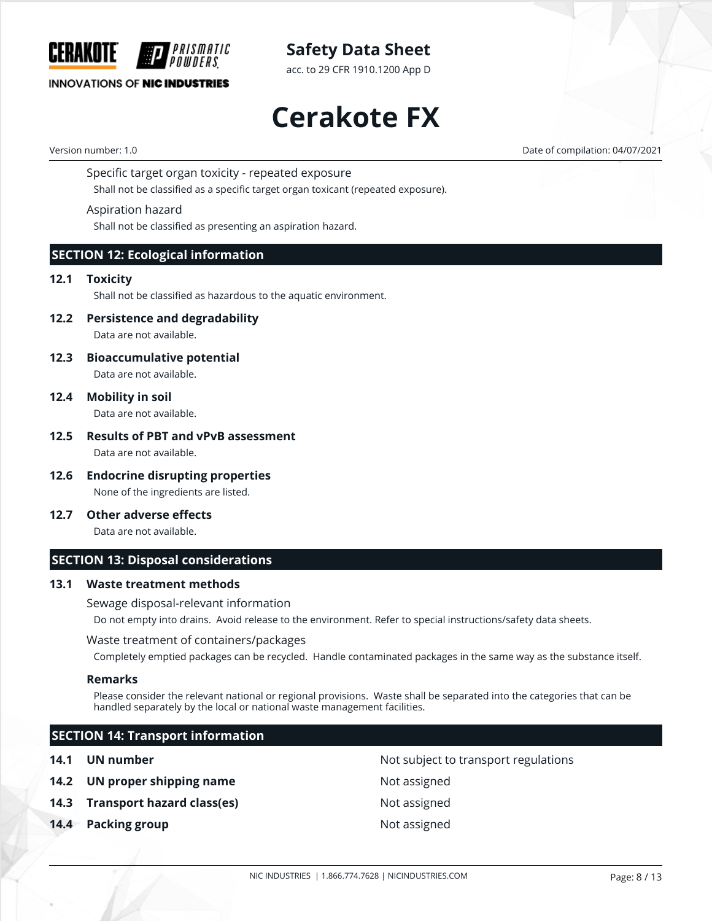Specific target organ toxicity - repeated exposure

Shall not be classified as a specific target organ toxicant (repeated exposure).

Aspiration hazard

Shall not be classified as presenting an aspiration hazard.

## SECTION 12: Ecological information

### 12.1 Toxicity

Shall not be classified as hazardous to the aquatic environment.

### 12.2 Persistence and degradability

Data are not available.

### 12.3 Bioaccumulative potential

Data are not available.

### 12.4 Mobility in soil

Data are not available.

### 12.5 Results of PBT and vPvB assessment

Data are not available.

### 12.6 Endocrine disrupting properties

None of the ingredients are listed.

### 12.7 Other adverse effects

Data are not available.

## SECTION 13: Disposal considerations

### 13.1 Waste treatment methods

Sewage disposal-relevant information

Do not empty into drains. Avoid release to the environment. Refer to special instructions/safety data sheets.

Waste treatment of containers/packages

Completely emptied packages can be recycled. Handle contaminated packages in the same way as the substance itself.

**Remarks**

Please consider the relevant national or regional provisions. Waste shall be separated into the categories that can be handled separately by the local or national waste management facilities.

## SECTION 14: Transport information

| | | |
|---|---|---|
| **14.1** | **UN number** | Not subject to transport regulations |
| **14.2** | **UN proper shipping name** | Not assigned |
| **14.3** | **Transport hazard class(es)** | Not assigned |
| **14.4** | **Packing group** | Not assigned |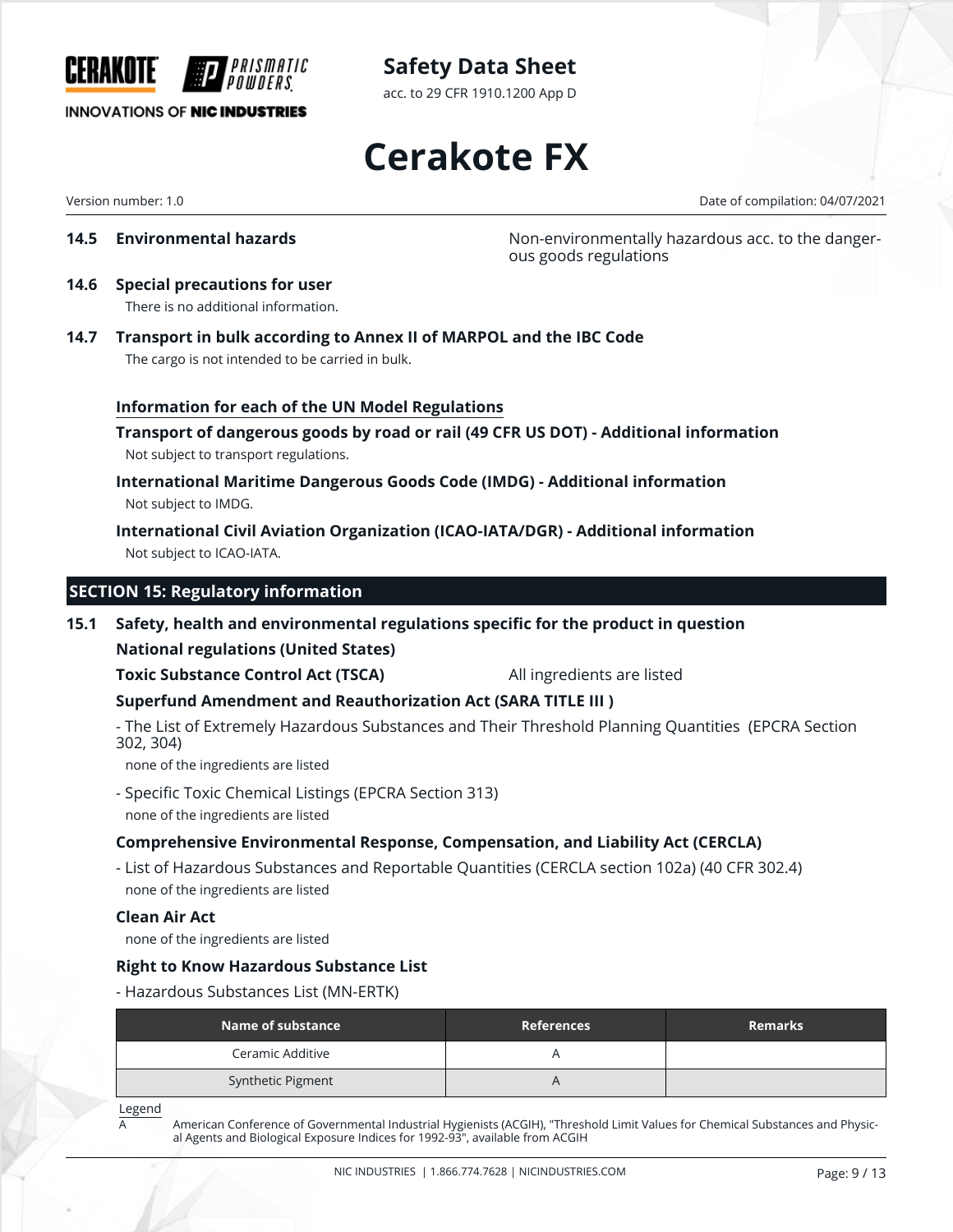### 14.5 Environmental hazards

Non-environmentally hazardous acc. to the dangerous goods regulations

### 14.6 Special precautions for user

There is no additional information.

### 14.7 Transport in bulk according to Annex II of MARPOL and the IBC Code

The cargo is not intended to be carried in bulk.

**Information for each of the UN Model Regulations**

**Transport of dangerous goods by road or rail (49 CFR US DOT) - Additional information**

Not subject to transport regulations.

**International Maritime Dangerous Goods Code (IMDG) - Additional information**

Not subject to IMDG.

**International Civil Aviation Organization (ICAO-IATA/DGR) - Additional information**

Not subject to ICAO-IATA.

## SECTION 15: Regulatory information

### 15.1 Safety, health and environmental regulations specific for the product in question

**National regulations (United States)**

**Toxic Substance Control Act (TSCA)** All ingredients are listed

**Superfund Amendment and Reauthorization Act (SARA TITLE III )**

- The List of Extremely Hazardous Substances and Their Threshold Planning Quantities (EPCRA Section 302, 304)

none of the ingredients are listed

- Specific Toxic Chemical Listings (EPCRA Section 313)

none of the ingredients are listed

**Comprehensive Environmental Response, Compensation, and Liability Act (CERCLA)**

- List of Hazardous Substances and Reportable Quantities (CERCLA section 102a) (40 CFR 302.4)

none of the ingredients are listed

**Clean Air Act**

none of the ingredients are listed

**Right to Know Hazardous Substance List**

- Hazardous Substances List (MN-ERTK)

| Name of substance | References | Remarks |
| --- | --- | --- |
| Ceramic Additive | A | |
| Synthetic Pigment | A | |

Legend

A American Conference of Governmental Industrial Hygienists (ACGIH), "Threshold Limit Values for Chemical Substances and Physical Agents and Biological Exposure Indices for 1992-93", available from ACGIH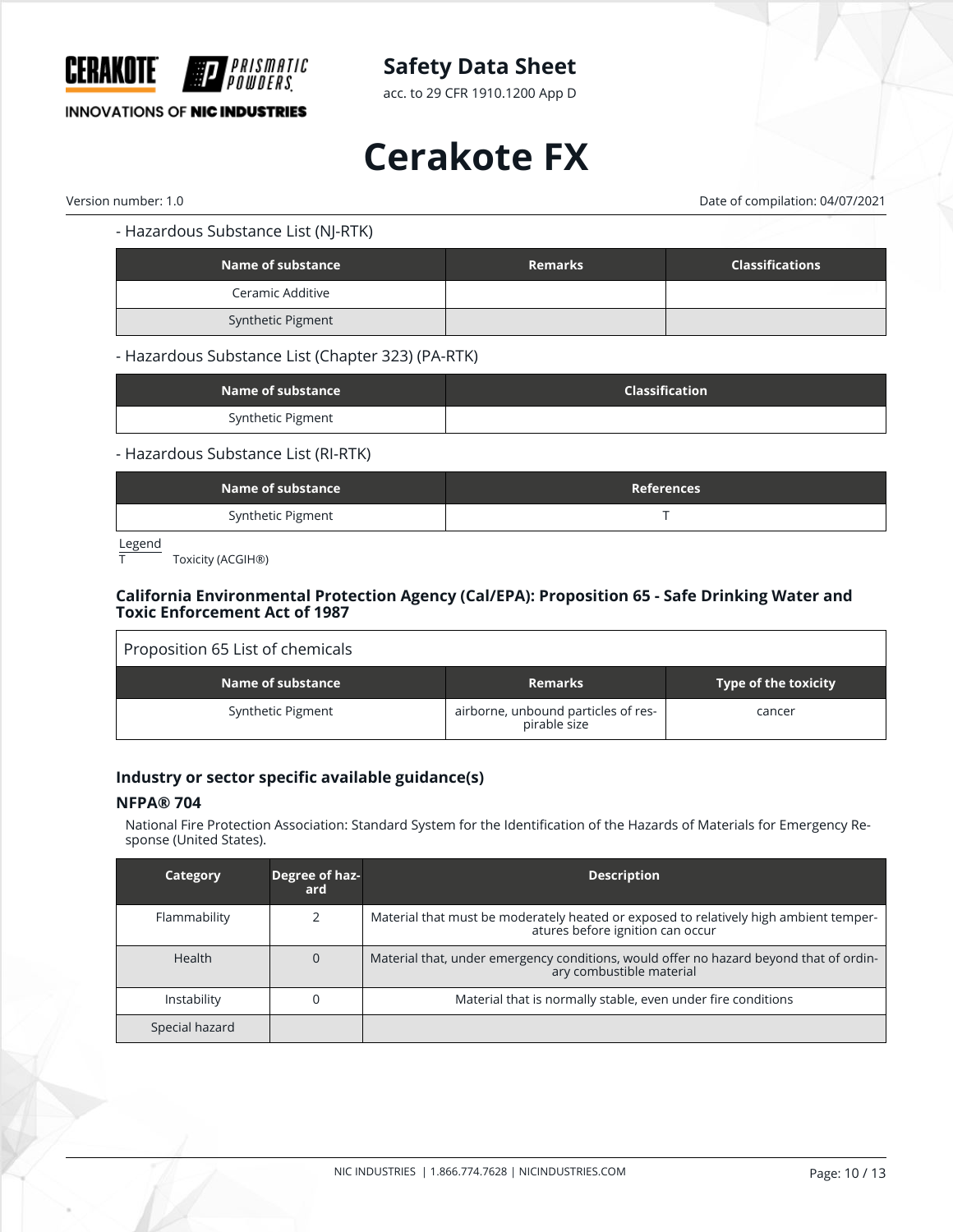- Hazardous Substance List (NJ-RTK)

| Name of substance | Remarks | Classifications |
|---|---|---|
| Ceramic Additive | | |
| Synthetic Pigment | | |

- Hazardous Substance List (Chapter 323) (PA-RTK)

| Name of substance | Classification |
|---|---|
| Synthetic Pigment | |

- Hazardous Substance List (RI-RTK)

| Name of substance | References |
|---|---|
| Synthetic Pigment | T |

Legend

T Toxicity (ACGIH®)

### California Environmental Protection Agency (Cal/EPA): Proposition 65 - Safe Drinking Water and Toxic Enforcement Act of 1987

| Proposition 65 List of chemicals | | |
|---|---|---|
| **Name of substance** | **Remarks** | **Type of the toxicity** |
| Synthetic Pigment | airborne, unbound particles of respirable size | cancer |

### Industry or sector specific available guidance(s)

#### NFPA® 704

National Fire Protection Association: Standard System for the Identification of the Hazards of Materials for Emergency Response (United States).

| Category | Degree of hazard | Description |
|---|---|---|
| Flammability | 2 | Material that must be moderately heated or exposed to relatively high ambient temperatures before ignition can occur |
| Health | 0 | Material that, under emergency conditions, would offer no hazard beyond that of ordinary combustible material |
| Instability | 0 | Material that is normally stable, even under fire conditions |
| Special hazard | | |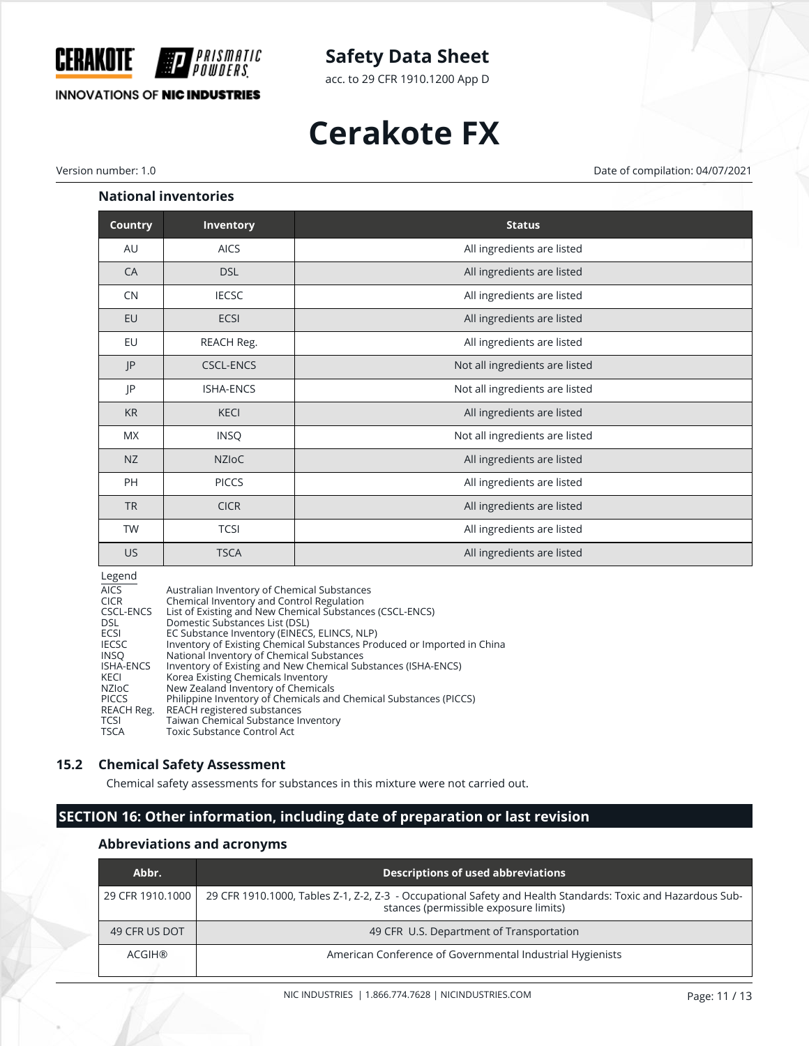### National inventories

| Country | Inventory | Status |
|---|---|---|
| AU | AICS | All ingredients are listed |
| CA | DSL | All ingredients are listed |
| CN | IECSC | All ingredients are listed |
| EU | ECSI | All ingredients are listed |
| EU | REACH Reg. | All ingredients are listed |
| JP | CSCL-ENCS | Not all ingredients are listed |
| JP | ISHA-ENCS | Not all ingredients are listed |
| KR | KECI | All ingredients are listed |
| MX | INSQ | Not all ingredients are listed |
| NZ | NZIoC | All ingredients are listed |
| PH | PICCS | All ingredients are listed |
| TR | CICR | All ingredients are listed |
| TW | TCSI | All ingredients are listed |
| US | TSCA | All ingredients are listed |

Legend
AICS Australian Inventory of Chemical Substances
CICR Chemical Inventory and Control Regulation
CSCL-ENCS List of Existing and New Chemical Substances (CSCL-ENCS)
DSL Domestic Substances List (DSL)
ECSI EC Substance Inventory (EINECS, ELINCS, NLP)
IECSC Inventory of Existing Chemical Substances Produced or Imported in China
INSQ National Inventory of Chemical Substances
ISHA-ENCS Inventory of Existing and New Chemical Substances (ISHA-ENCS)
KECI Korea Existing Chemicals Inventory
NZIoC New Zealand Inventory of Chemicals
PICCS Philippine Inventory of Chemicals and Chemical Substances (PICCS)
REACH Reg. REACH registered substances
TCSI Taiwan Chemical Substance Inventory
TSCA Toxic Substance Control Act

### 15.2 Chemical Safety Assessment

Chemical safety assessments for substances in this mixture were not carried out.

## SECTION 16: Other information, including date of preparation or last revision

### Abbreviations and acronyms

| Abbr. | Descriptions of used abbreviations |
|---|---|
| 29 CFR 1910.1000 | 29 CFR 1910.1000, Tables Z-1, Z-2, Z-3 - Occupational Safety and Health Standards: Toxic and Hazardous Substances (permissible exposure limits) |
| 49 CFR US DOT | 49 CFR U.S. Department of Transportation |
| ACGIH® | American Conference of Governmental Industrial Hygienists |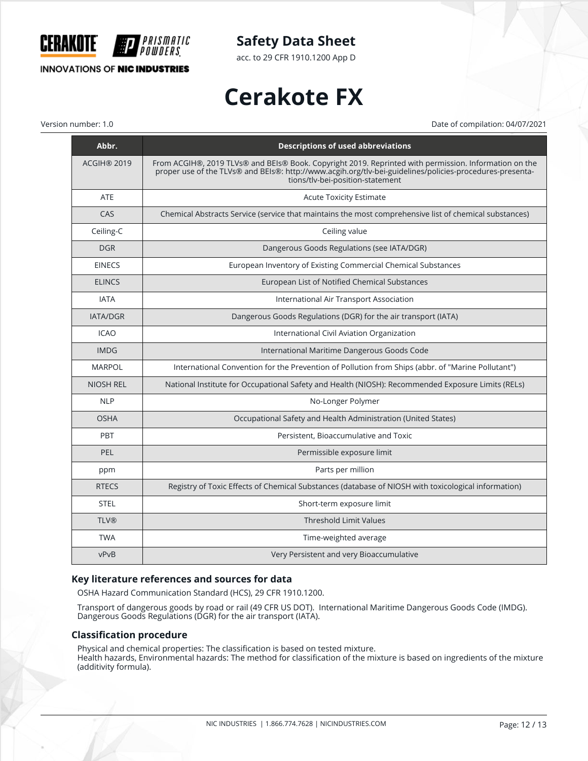| Abbr. | Descriptions of used abbreviations |
|---|---|
| ACGIH® 2019 | From ACGIH®, 2019 TLVs® and BEIs® Book. Copyright 2019. Reprinted with permission. Information on the proper use of the TLVs® and BEIs®: http://www.acgih.org/tlv-bei-guidelines/policies-procedures-presentations/tlv-bei-position-statement |
| ATE | Acute Toxicity Estimate |
| CAS | Chemical Abstracts Service (service that maintains the most comprehensive list of chemical substances) |
| Ceiling-C | Ceiling value |
| DGR | Dangerous Goods Regulations (see IATA/DGR) |
| EINECS | European Inventory of Existing Commercial Chemical Substances |
| ELINCS | European List of Notified Chemical Substances |
| IATA | International Air Transport Association |
| IATA/DGR | Dangerous Goods Regulations (DGR) for the air transport (IATA) |
| ICAO | International Civil Aviation Organization |
| IMDG | International Maritime Dangerous Goods Code |
| MARPOL | International Convention for the Prevention of Pollution from Ships (abbr. of "Marine Pollutant") |
| NIOSH REL | National Institute for Occupational Safety and Health (NIOSH): Recommended Exposure Limits (RELs) |
| NLP | No-Longer Polymer |
| OSHA | Occupational Safety and Health Administration (United States) |
| PBT | Persistent, Bioaccumulative and Toxic |
| PEL | Permissible exposure limit |
| ppm | Parts per million |
| RTECS | Registry of Toxic Effects of Chemical Substances (database of NIOSH with toxicological information) |
| STEL | Short-term exposure limit |
| TLV® | Threshold Limit Values |
| TWA | Time-weighted average |
| vPvB | Very Persistent and very Bioaccumulative |

### Key literature references and sources for data

OSHA Hazard Communication Standard (HCS), 29 CFR 1910.1200.

Transport of dangerous goods by road or rail (49 CFR US DOT). International Maritime Dangerous Goods Code (IMDG). Dangerous Goods Regulations (DGR) for the air transport (IATA).

### Classification procedure

Physical and chemical properties: The classification is based on tested mixture.
Health hazards, Environmental hazards: The method for classification of the mixture is based on ingredients of the mixture (additivity formula).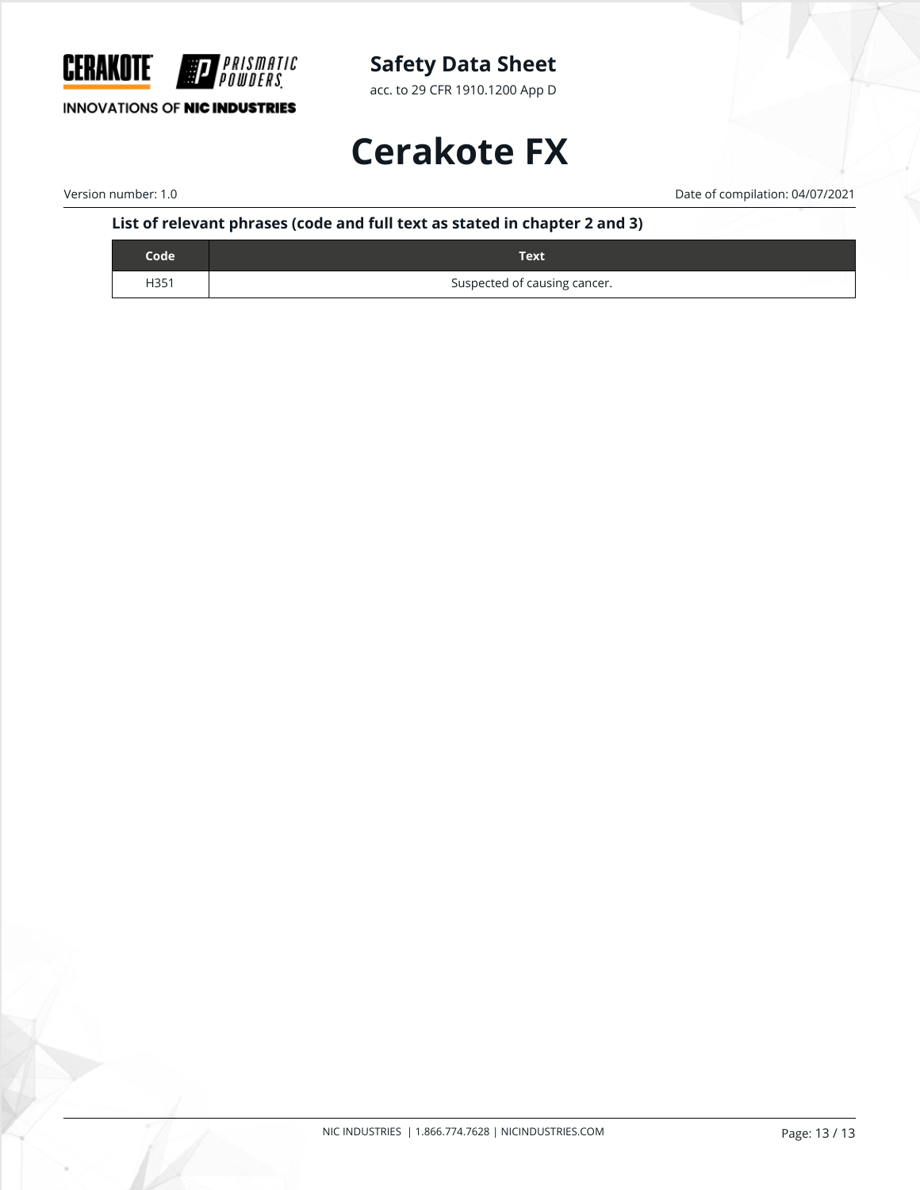### List of relevant phrases (code and full text as stated in chapter 2 and 3)

| Code | Text |
| --- | --- |
| H351 | Suspected of causing cancer. |